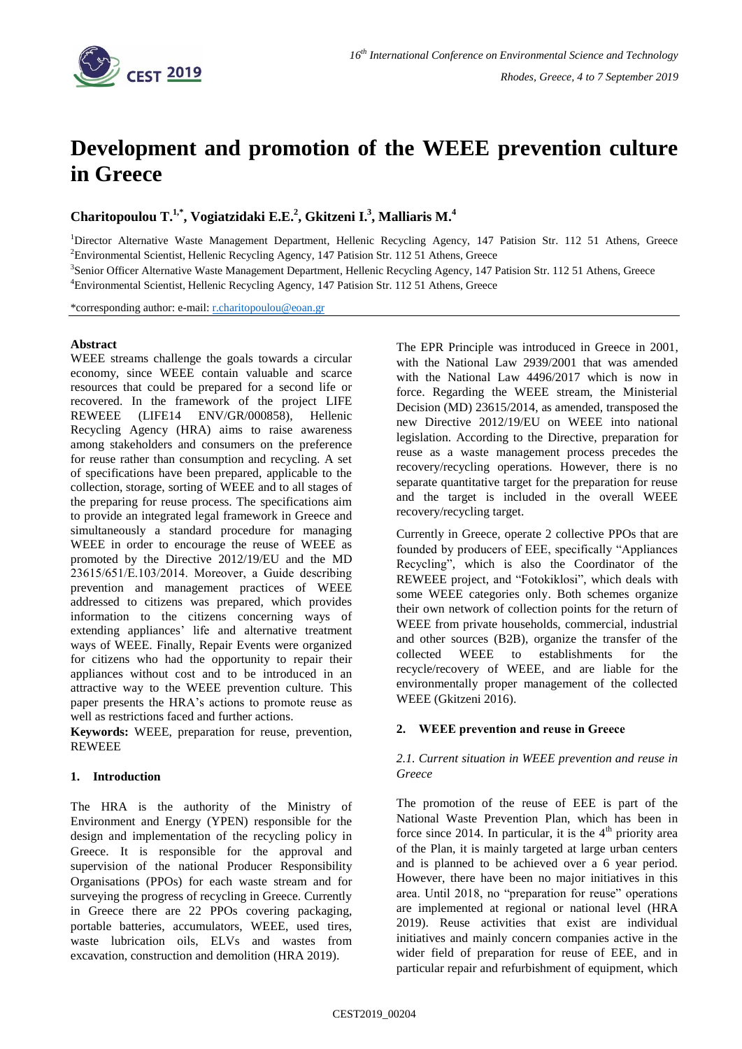# Development and promotion of the WEEE prevention culture in Greece

**Charitopoulou T.[1,*], Vogiatzidaki E.E.[2], Gkitzeni I.[3], Malliaris M.[4]**

[1]Director Alternative Waste Management Department, Hellenic Recycling Agency, 147 Patision Str. 112 51 Athens, Greece
[2]Environmental Scientist, Hellenic Recycling Agency, 147 Patision Str. 112 51 Athens, Greece
[3]Senior Officer Alternative Waste Management Department, Hellenic Recycling Agency, 147 Patision Str. 112 51 Athens, Greece
[4]Environmental Scientist, Hellenic Recycling Agency, 147 Patision Str. 112 51 Athens, Greece

*corresponding author: e-mail: r.charitopoulou@eoan.gr

**Abstract**

WEEE streams challenge the goals towards a circular economy, since WEEE contain valuable and scarce resources that could be prepared for a second life or recovered. In the framework of the project LIFE REWEEE (LIFE14 ENV/GR/000858), Hellenic Recycling Agency (HRA) aims to raise awareness among stakeholders and consumers on the preference for reuse rather than consumption and recycling. A set of specifications have been prepared, applicable to the collection, storage, sorting of WEEE and to all stages of the preparing for reuse process. The specifications aim to provide an integrated legal framework in Greece and simultaneously a standard procedure for managing WEEE in order to encourage the reuse of WEEE as promoted by the Directive 2012/19/EU and the MD 23615/651/E.103/2014. Moreover, a Guide describing prevention and management practices of WEEE addressed to citizens was prepared, which provides information to the citizens concerning ways of extending appliances' life and alternative treatment ways of WEEE. Finally, Repair Events were organized for citizens who had the opportunity to repair their appliances without cost and to be introduced in an attractive way to the WEEE prevention culture. This paper presents the HRA's actions to promote reuse as well as restrictions faced and further actions.

**Keywords:** WEEE, preparation for reuse, prevention, REWEEE

## 1. Introduction

The HRA is the authority of the Ministry of Environment and Energy (YPEN) responsible for the design and implementation of the recycling policy in Greece. It is responsible for the approval and supervision of the national Producer Responsibility Organisations (PPOs) for each waste stream and for surveying the progress of recycling in Greece. Currently in Greece there are 22 PPOs covering packaging, portable batteries, accumulators, WEEE, used tires, waste lubrication oils, ELVs and wastes from excavation, construction and demolition (HRA 2019).

The EPR Principle was introduced in Greece in 2001, with the National Law 2939/2001 that was amended with the National Law 4496/2017 which is now in force. Regarding the WEEE stream, the Ministerial Decision (MD) 23615/2014, as amended, transposed the new Directive 2012/19/EU on WEEE into national legislation. According to the Directive, preparation for reuse as a waste management process precedes the recovery/recycling operations. However, there is no separate quantitative target for the preparation for reuse and the target is included in the overall WEEE recovery/recycling target.

Currently in Greece, operate 2 collective PPOs that are founded by producers of EEE, specifically "Appliances Recycling", which is also the Coordinator of the REWEEE project, and "Fotokiklosi", which deals with some WEEE categories only. Both schemes organize their own network of collection points for the return of WEEE from private households, commercial, industrial and other sources (B2B), organize the transfer of the collected WEEE to establishments for the recycle/recovery of WEEE, and are liable for the environmentally proper management of the collected WEEE (Gkitzeni 2016).

## 2. WEEE prevention and reuse in Greece

### *2.1. Current situation in WEEE prevention and reuse in Greece*

The promotion of the reuse of EEE is part of the National Waste Prevention Plan, which has been in force since 2014. In particular, it is the 4$^{th}$ priority area of the Plan, it is mainly targeted at large urban centers and is planned to be achieved over a 6 year period. However, there have been no major initiatives in this area. Until 2018, no "preparation for reuse" operations are implemented at regional or national level (HRA 2019). Reuse activities that exist are individual initiatives and mainly concern companies active in the wider field of preparation for reuse of EEE, and in particular repair and refurbishment of equipment, which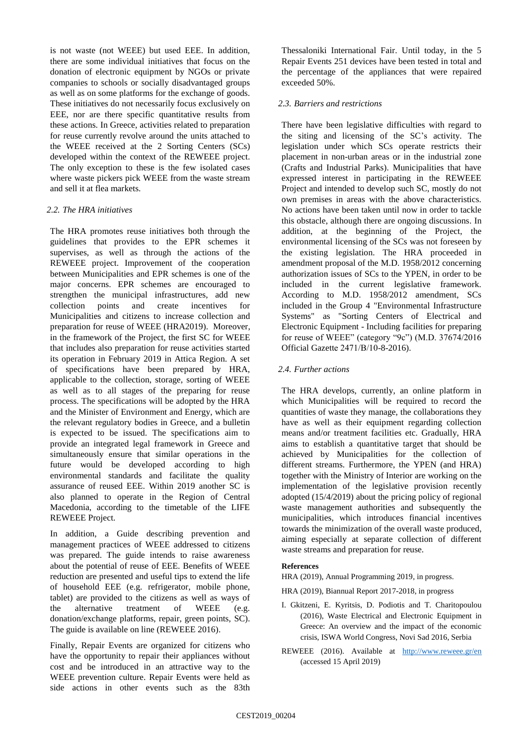is not waste (not WEEE) but used EEE. In addition, there are some individual initiatives that focus on the donation of electronic equipment by NGOs or private companies to schools or socially disadvantaged groups as well as on some platforms for the exchange of goods. These initiatives do not necessarily focus exclusively on EEE, nor are there specific quantitative results from these actions. In Greece, activities related to preparation for reuse currently revolve around the units attached to the WEEE received at the 2 Sorting Centers (SCs) developed within the context of the REWEEE project. The only exception to these is the few isolated cases where waste pickers pick WEEE from the waste stream and sell it at flea markets.

### *2.2. The HRA initiatives*

The HRA promotes reuse initiatives both through the guidelines that provides to the EPR schemes it supervises, as well as through the actions of the REWEEE project. Improvement of the cooperation between Municipalities and EPR schemes is one of the major concerns. EPR schemes are encouraged to strengthen the municipal infrastructures, add new collection points and create incentives for Municipalities and citizens to increase collection and preparation for reuse of WEEE (HRA2019). Moreover, in the framework of the Project, the first SC for WEEE that includes also preparation for reuse activities started its operation in February 2019 in Attica Region. A set of specifications have been prepared by HRA, applicable to the collection, storage, sorting of WEEE as well as to all stages of the preparing for reuse process. The specifications will be adopted by the HRA and the Minister of Environment and Energy, which are the relevant regulatory bodies in Greece, and a bulletin is expected to be issued. The specifications aim to provide an integrated legal framework in Greece and simultaneously ensure that similar operations in the future would be developed according to high environmental standards and facilitate the quality assurance of reused EEE. Within 2019 another SC is also planned to operate in the Region of Central Macedonia, according to the timetable of the LIFE REWEEE Project.

In addition, a Guide describing prevention and management practices of WEEE addressed to citizens was prepared. The guide intends to raise awareness about the potential of reuse of EEE. Benefits of WEEE reduction are presented and useful tips to extend the life of household EEE (e.g. refrigerator, mobile phone, tablet) are provided to the citizens as well as ways of the alternative treatment of WEEE (e.g. donation/exchange platforms, repair, green points, SC). The guide is available on line (REWEEE 2016).

Finally, Repair Events are organized for citizens who have the opportunity to repair their appliances without cost and be introduced in an attractive way to the WEEE prevention culture. Repair Events were held as side actions in other events such as the 83th Thessaloniki International Fair. Until today, in the 5 Repair Events 251 devices have been tested in total and the percentage of the appliances that were repaired exceeded 50%.

### *2.3. Barriers and restrictions*

There have been legislative difficulties with regard to the siting and licensing of the SC's activity. The legislation under which SCs operate restricts their placement in non-urban areas or in the industrial zone (Crafts and Industrial Parks). Municipalities that have expressed interest in participating in the REWEEE Project and intended to develop such SC, mostly do not own premises in areas with the above characteristics. No actions have been taken until now in order to tackle this obstacle, although there are ongoing discussions. In addition, at the beginning of the Project, the environmental licensing of the SCs was not foreseen by the existing legislation. The HRA proceeded in amendment proposal of the M.D. 1958/2012 concerning authorization issues of SCs to the YPEN, in order to be included in the current legislative framework. According to M.D. 1958/2012 amendment, SCs included in the Group 4 "Environmental Infrastructure Systems" as "Sorting Centers of Electrical and Electronic Equipment - Including facilities for preparing for reuse of WEEE" (category "9c") (M.D. 37674/2016 Official Gazette 2471/B/10-8-2016).

### *2.4. Further actions*

The HRA develops, currently, an online platform in which Municipalities will be required to record the quantities of waste they manage, the collaborations they have as well as their equipment regarding collection means and/or treatment facilities etc. Gradually, HRA aims to establish a quantitative target that should be achieved by Municipalities for the collection of different streams. Furthermore, the YPEN (and HRA) together with the Ministry of Interior are working on the implementation of the legislative provision recently adopted (15/4/2019) about the pricing policy of regional waste management authorities and subsequently the municipalities, which introduces financial incentives towards the minimization of the overall waste produced, aiming especially at separate collection of different waste streams and preparation for reuse.

**References**

HRA (2019), Annual Programming 2019, in progress.

HRA (2019), Biannual Report 2017-2018, in progress

I. Gkitzeni, E. Kyritsis, D. Podiotis and T. Charitopoulou (2016), Waste Electrical and Electronic Equipment in Greece: An overview and the impact of the economic crisis, ISWA World Congress, Novi Sad 2016, Serbia

REWEEE (2016). Available at http://www.reweee.gr/en (accessed 15 April 2019)